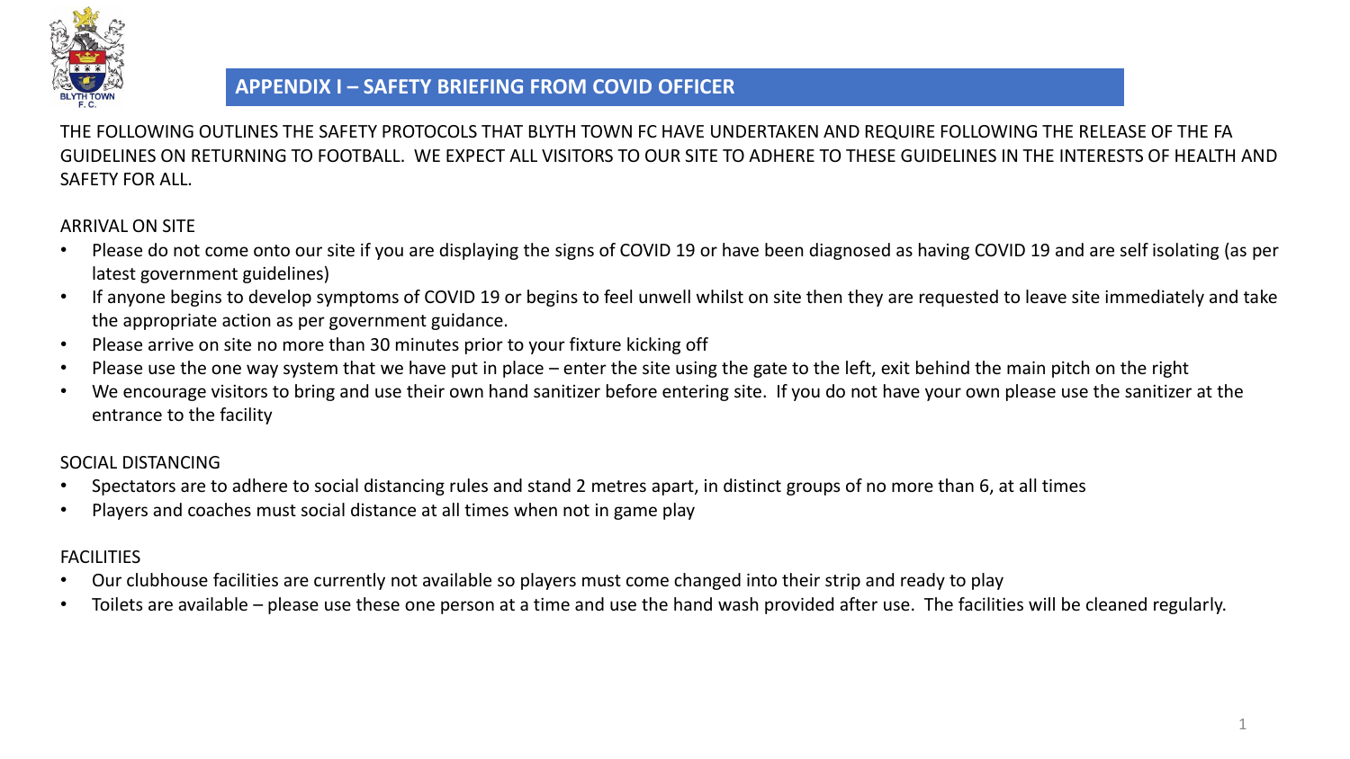## APPENDIX I – SAFETY BRIEFING FROM COVID OFFICER

THE FOLLOWING OUTLINES THE SAFETY PROTOCOLS THAT BLYTH TOWN FC HAVE UNDERTAKEN AND REQUIRE FOLLOWING THE RELEASE OF THE FA GUIDELINES ON RETURNING TO FOOTBALL. WE EXPECT ALL VISITORS TO OUR SITE TO ADHERE TO THESE GUIDELINES IN THE INTERESTS OF HEALTH AND SAFETY FOR ALL.

ARRIVAL ON SITE

- Please do not come onto our site if you are displaying the signs of COVID 19 or have been diagnosed as having COVID 19 and are self isolating (as per latest government guidelines)
- If anyone begins to develop symptoms of COVID 19 or begins to feel unwell whilst on site then they are requested to leave site immediately and take the appropriate action as per government guidance.
- Please arrive on site no more than 30 minutes prior to your fixture kicking off
- Please use the one way system that we have put in place – enter the site using the gate to the left, exit behind the main pitch on the right
- We encourage visitors to bring and use their own hand sanitizer before entering site. If you do not have your own please use the sanitizer at the entrance to the facility

SOCIAL DISTANCING

- Spectators are to adhere to social distancing rules and stand 2 metres apart, in distinct groups of no more than 6, at all times
- Players and coaches must social distance at all times when not in game play

FACILITIES

- Our clubhouse facilities are currently not available so players must come changed into their strip and ready to play
- Toilets are available – please use these one person at a time and use the hand wash provided after use. The facilities will be cleaned regularly.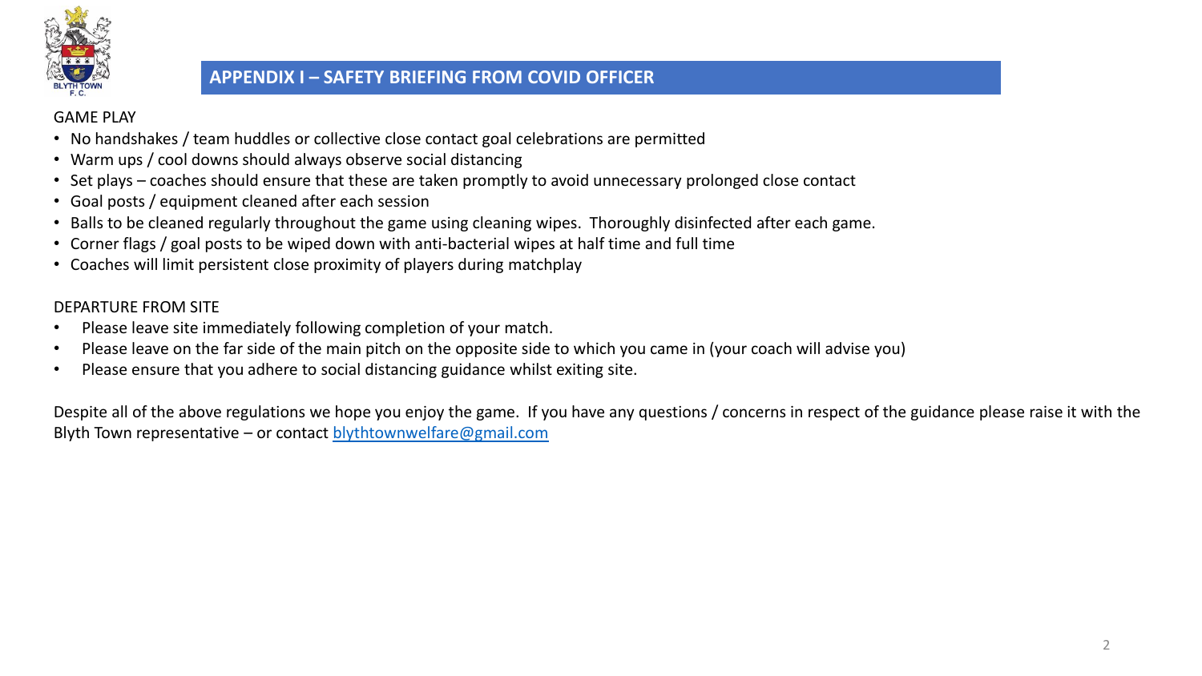## APPENDIX I – SAFETY BRIEFING FROM COVID OFFICER

GAME PLAY

- No handshakes / team huddles or collective close contact goal celebrations are permitted
- Warm ups / cool downs should always observe social distancing
- Set plays – coaches should ensure that these are taken promptly to avoid unnecessary prolonged close contact
- Goal posts / equipment cleaned after each session
- Balls to be cleaned regularly throughout the game using cleaning wipes. Thoroughly disinfected after each game.
- Corner flags / goal posts to be wiped down with anti-bacterial wipes at half time and full time
- Coaches will limit persistent close proximity of players during matchplay

DEPARTURE FROM SITE

- Please leave site immediately following completion of your match.
- Please leave on the far side of the main pitch on the opposite side to which you came in (your coach will advise you)
- Please ensure that you adhere to social distancing guidance whilst exiting site.

Despite all of the above regulations we hope you enjoy the game. If you have any questions / concerns in respect of the guidance please raise it with the Blyth Town representative – or contact blythtownwelfare@gmail.com